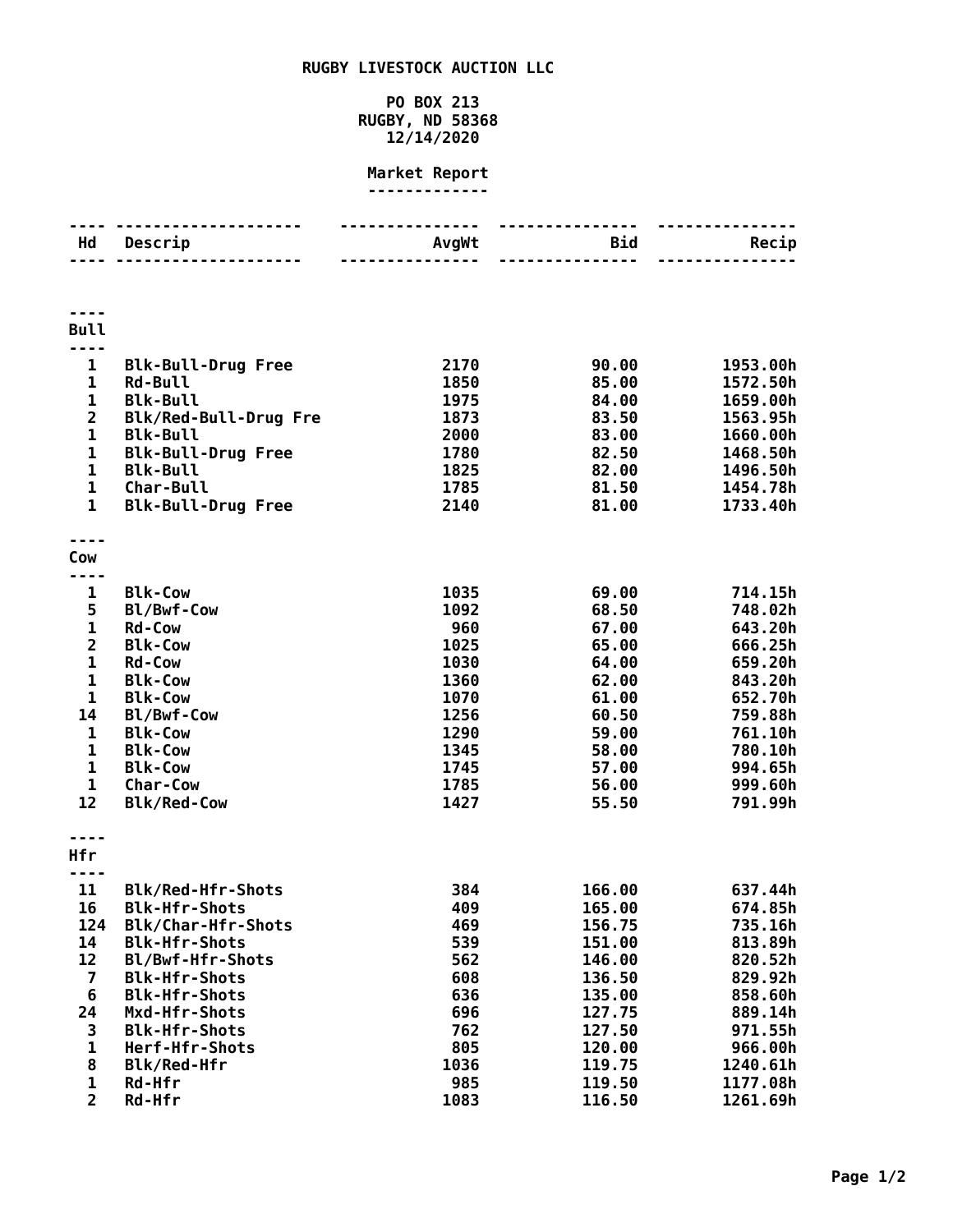# RUGBY LIVESTOCK AUCTION LLC

PO BOX 213
RUGBY, ND 58368
12/14/2020

## Market Report

| Hd | Descrip | AvgWt | Bid | Recip |
|---|---|---|---|---|
| **Bull** | | | | |
| 1 | Blk-Bull-Drug Free | 2170 | 90.00 | 1953.00h |
| 1 | Rd-Bull | 1850 | 85.00 | 1572.50h |
| 1 | Blk-Bull | 1975 | 84.00 | 1659.00h |
| 2 | Blk/Red-Bull-Drug Fre | 1873 | 83.50 | 1563.95h |
| 1 | Blk-Bull | 2000 | 83.00 | 1660.00h |
| 1 | Blk-Bull-Drug Free | 1780 | 82.50 | 1468.50h |
| 1 | Blk-Bull | 1825 | 82.00 | 1496.50h |
| 1 | Char-Bull | 1785 | 81.50 | 1454.78h |
| 1 | Blk-Bull-Drug Free | 2140 | 81.00 | 1733.40h |
| **Cow** | | | | |
| 1 | Blk-Cow | 1035 | 69.00 | 714.15h |
| 5 | Bl/Bwf-Cow | 1092 | 68.50 | 748.02h |
| 1 | Rd-Cow | 960 | 67.00 | 643.20h |
| 2 | Blk-Cow | 1025 | 65.00 | 666.25h |
| 1 | Rd-Cow | 1030 | 64.00 | 659.20h |
| 1 | Blk-Cow | 1360 | 62.00 | 843.20h |
| 1 | Blk-Cow | 1070 | 61.00 | 652.70h |
| 14 | Bl/Bwf-Cow | 1256 | 60.50 | 759.88h |
| 1 | Blk-Cow | 1290 | 59.00 | 761.10h |
| 1 | Blk-Cow | 1345 | 58.00 | 780.10h |
| 1 | Blk-Cow | 1745 | 57.00 | 994.65h |
| 1 | Char-Cow | 1785 | 56.00 | 999.60h |
| 12 | Blk/Red-Cow | 1427 | 55.50 | 791.99h |
| **Hfr** | | | | |
| 11 | Blk/Red-Hfr-Shots | 384 | 166.00 | 637.44h |
| 16 | Blk-Hfr-Shots | 409 | 165.00 | 674.85h |
| 124 | Blk/Char-Hfr-Shots | 469 | 156.75 | 735.16h |
| 14 | Blk-Hfr-Shots | 539 | 151.00 | 813.89h |
| 12 | Bl/Bwf-Hfr-Shots | 562 | 146.00 | 820.52h |
| 7 | Blk-Hfr-Shots | 608 | 136.50 | 829.92h |
| 6 | Blk-Hfr-Shots | 636 | 135.00 | 858.60h |
| 24 | Mxd-Hfr-Shots | 696 | 127.75 | 889.14h |
| 3 | Blk-Hfr-Shots | 762 | 127.50 | 971.55h |
| 1 | Herf-Hfr-Shots | 805 | 120.00 | 966.00h |
| 8 | Blk/Red-Hfr | 1036 | 119.75 | 1240.61h |
| 1 | Rd-Hfr | 985 | 119.50 | 1177.08h |
| 2 | Rd-Hfr | 1083 | 116.50 | 1261.69h |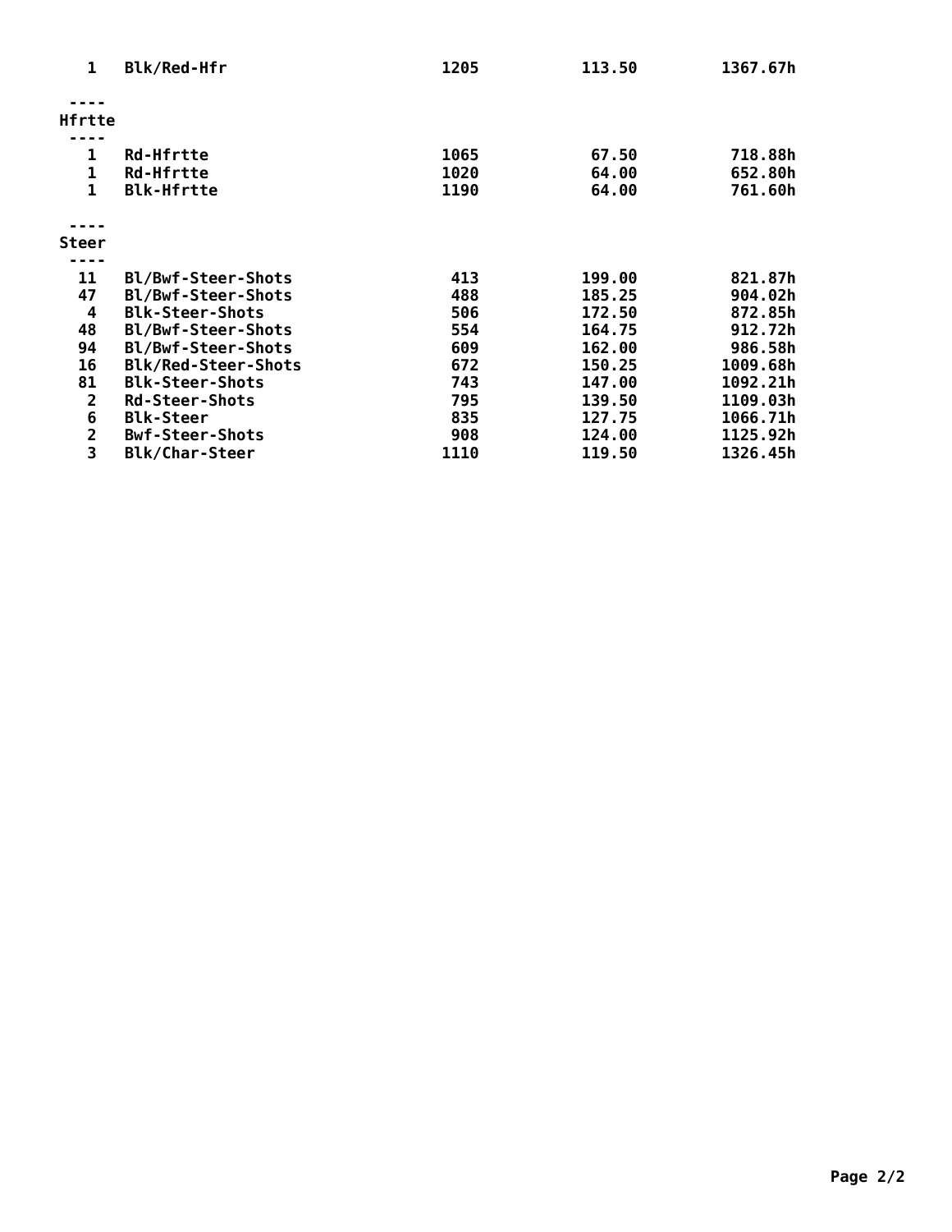| | | | | |
|---|---|---|---|---|
| 1 | Blk/Red-Hfr | 1205 | 113.50 | 1367.67h |

----
**Hfrtte**
----

| | | | | |
|---|---|---|---|---|
| 1 | Rd-Hfrtte | 1065 | 67.50 | 718.88h |
| 1 | Rd-Hfrtte | 1020 | 64.00 | 652.80h |
| 1 | Blk-Hfrtte | 1190 | 64.00 | 761.60h |

----
**Steer**
----

| | | | | |
|---|---|---|---|---|
| 11 | Bl/Bwf-Steer-Shots | 413 | 199.00 | 821.87h |
| 47 | Bl/Bwf-Steer-Shots | 488 | 185.25 | 904.02h |
| 4 | Blk-Steer-Shots | 506 | 172.50 | 872.85h |
| 48 | Bl/Bwf-Steer-Shots | 554 | 164.75 | 912.72h |
| 94 | Bl/Bwf-Steer-Shots | 609 | 162.00 | 986.58h |
| 16 | Blk/Red-Steer-Shots | 672 | 150.25 | 1009.68h |
| 81 | Blk-Steer-Shots | 743 | 147.00 | 1092.21h |
| 2 | Rd-Steer-Shots | 795 | 139.50 | 1109.03h |
| 6 | Blk-Steer | 835 | 127.75 | 1066.71h |
| 2 | Bwf-Steer-Shots | 908 | 124.00 | 1125.92h |
| 3 | Blk/Char-Steer | 1110 | 119.50 | 1326.45h |